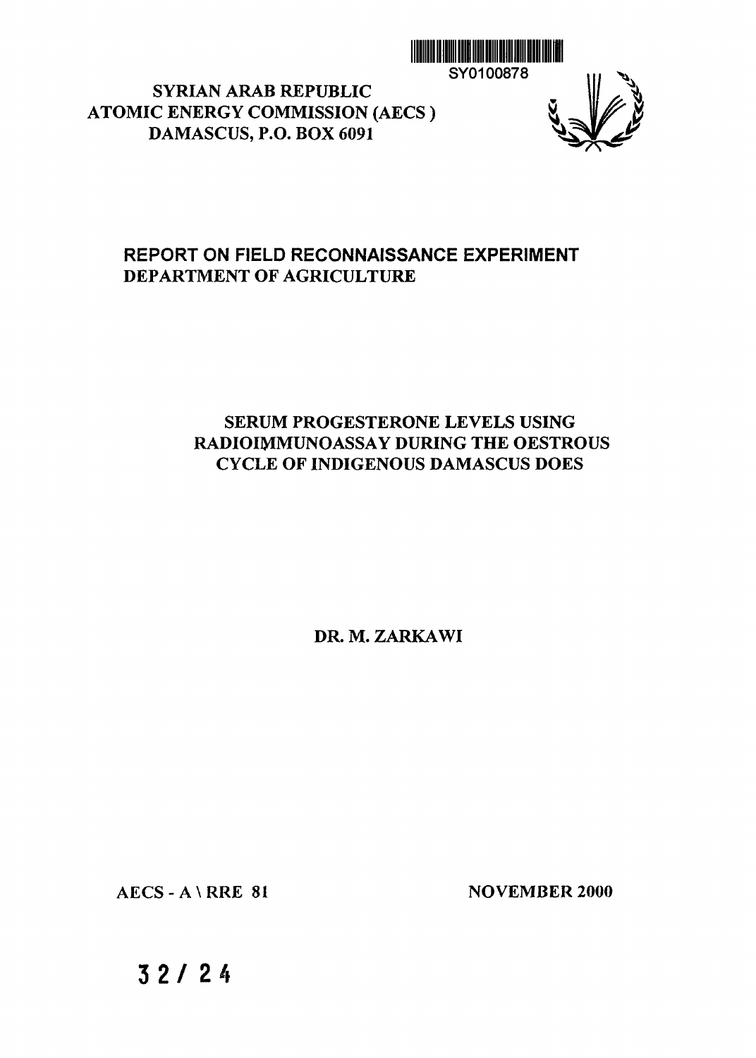SY0100878

**SYRIAN ARAB REPUBLIC**
**ATOMIC ENERGY COMMISSION (AECS)**
**DAMASCUS, P.O. BOX 6091**

**REPORT ON FIELD RECONNAISSANCE EXPERIMENT**
**DEPARTMENT OF AGRICULTURE**

# SERUM PROGESTERONE LEVELS USING RADIOIMMUNOASSAY DURING THE OESTROUS CYCLE OF INDIGENOUS DAMASCUS DOES

**DR. M. ZARKAWI**

AECS - A \ RRE 81

NOVEMBER 2000

32 / 24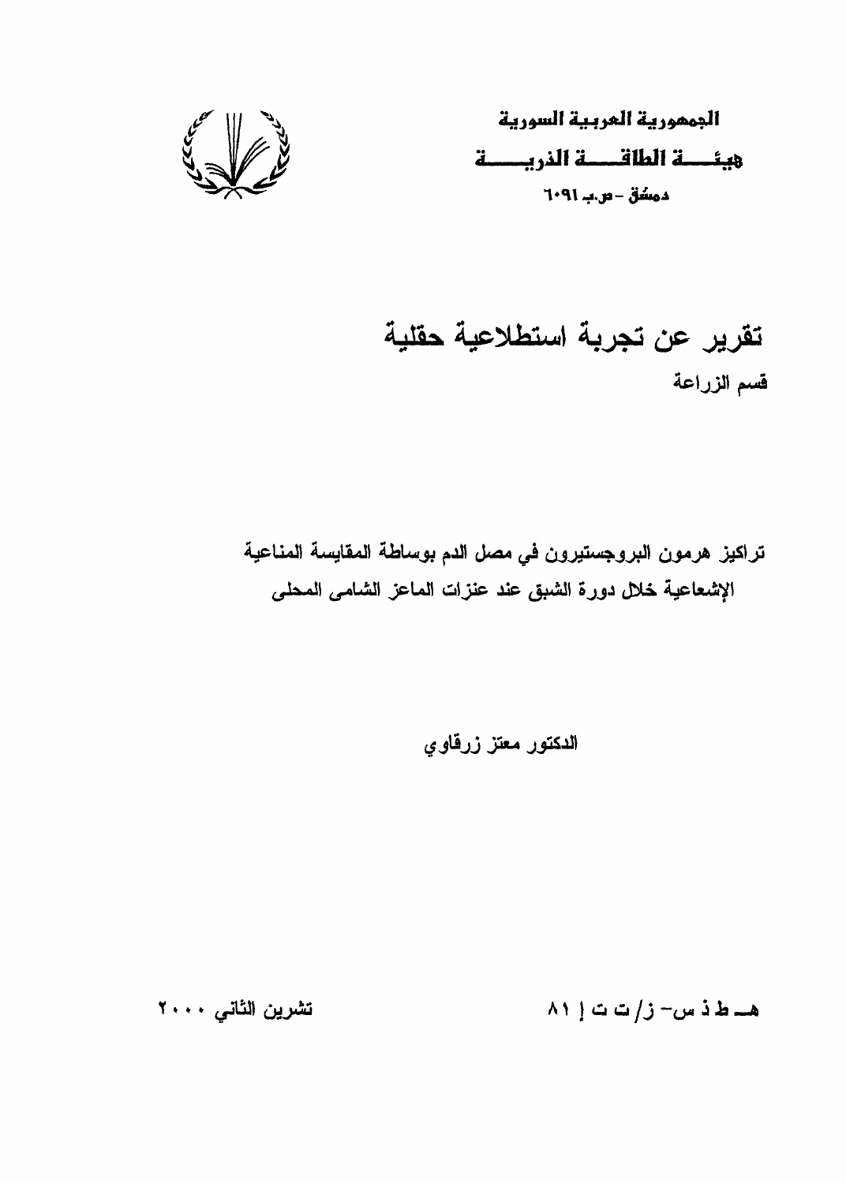**الجمهورية العربية السورية**

**هيئـــة الطاقـــة الذريـــة**

**دمشق - ص.ب ٦٠٩١**

# تقرير عن تجربة استطلاعية حقلية

قسم الزراعة

**تراكيز هرمون البروجستيرون في مصل الدم بوساطة المقايسة المناعية الإشعاعية خلال دورة الشبق عند عنزات الماعز الشامي المحلي**

**الدكتور معتز زرقاوي**

**هـ ط ذ س- ز/ ت ت إ ٨١**

**تشرين الثاني ٢٠٠٠**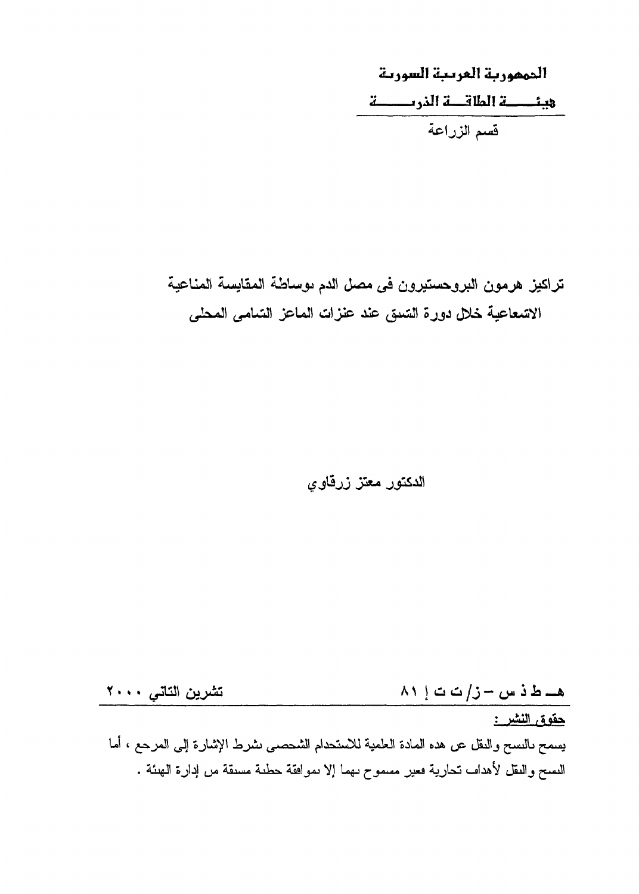الجمهورية العربية السورية

هيئـــــة الطاقـــة الذريـــــة

قسم الزراعة

# تراكيز هرمون البروجستيرون في مصل الدم بوساطة المقايسة المناعية الاشعاعية خلال دورة الشبق عند عنزات الماعز الشامي المحلي

الدكتور معتز زرقاوي

هـ ط ذ س – ز/ ت ت إ ٨١ &nbsp;&nbsp;&nbsp;&nbsp;&nbsp;&nbsp;&nbsp;&nbsp; تشرين الثاني ٢٠٠٠

حقوق النشر :

يسمح بالنسخ والنقل عن هذه المادة العلمية للاستخدام الشخصي بشرط الإشارة إلى المرجع ، أما النسخ والنقل لأهداف تجارية فغير مسموح بهما إلا بموافقة خطية مسبقة من إدارة الهيئة .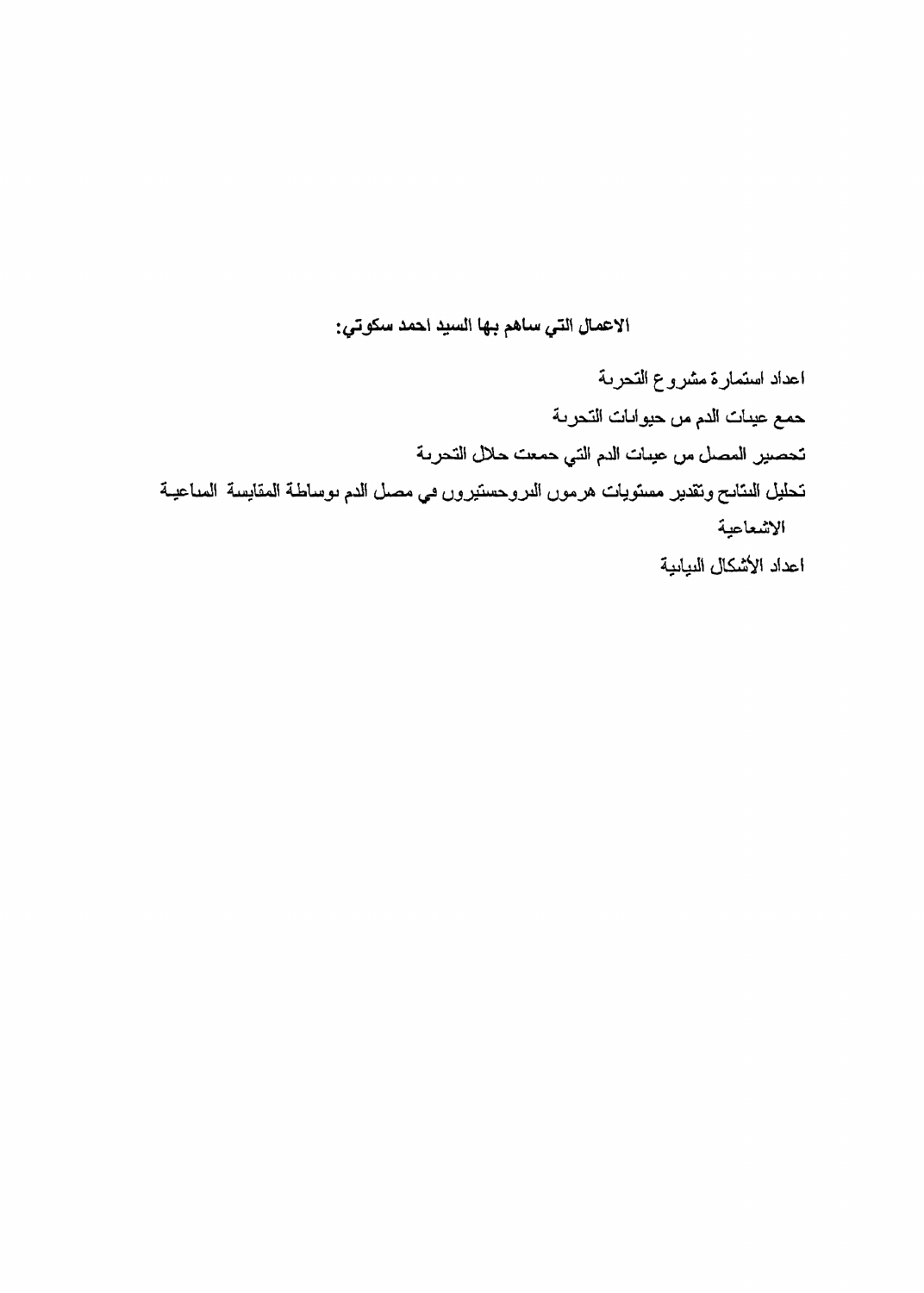**الاعمال التي ساهم بها السيد احمد سكوتي:**

اعداد استمارة مشروع التجربة

جمع عينات الدم من حيوانات التجربة

تحضير المصل من عينات الدم التي جمعت خلال التجربة

تحليل النتائج وتقدير مستويات هرمون البروجستيرون في مصل الدم بوساطة المقايسة المناعية الاشعاعية

اعداد الأشكال البيانية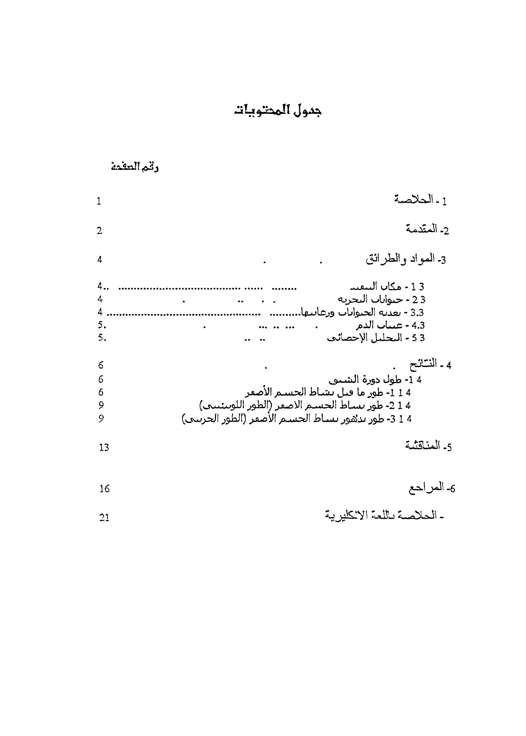# جدول المحتويات

| | رقم الصفحة |
|---|---|
| 1 - الخلاصة | 1 |
| 2- المقدمة | 2 |
| 3- المواد والطرائق | 4 |
| 3 1 - مكان البحث | 4 |
| 3 2 - حيوانات التجربة | 4 |
| 3.3 - تغذية الحيوانات ورعايتها | 4 |
| 4.3 - عياب الدم | 5 |
| 3 5 - التحليل الإحصائي | 5 |
| 4 - النتائج | 6 |
| 4 1- طول دورة الشبق | 6 |
| 4 1 1- طور ما قبل نشاط الجسم الأصفر | 6 |
| 4 1 2- طور نشاط الجسم الاصفر (الطور اللوتيني) | 9 |
| 4 1 3- طور تدهور نشاط الجسم الأصفر (الطور الحرجي) | 9 |
| 5- المناقشة | 13 |
| 6- المراجع | 16 |
| - الخلاصة باللغة الانكليزية | 21 |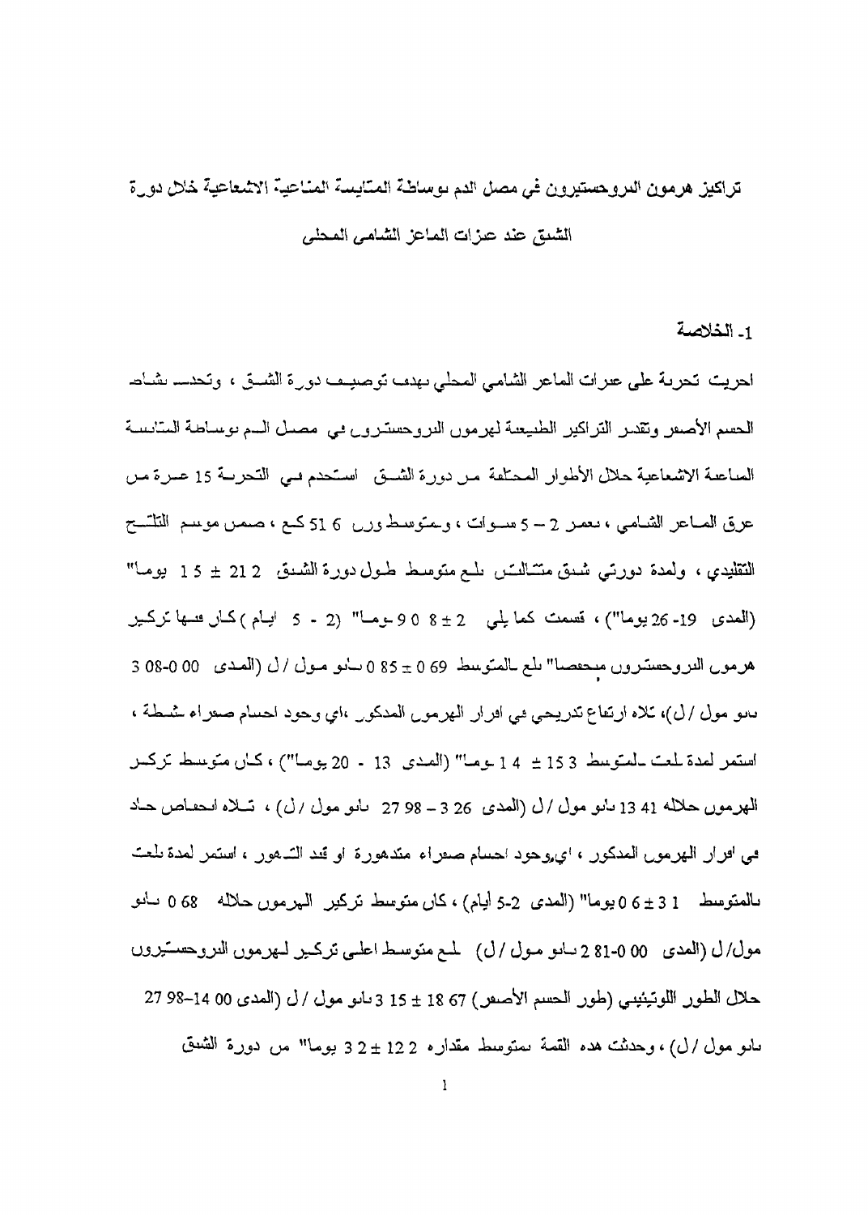# تراكيز هرمون البروجستيرون في مصل الدم بوساطة المقايسة المناعية الاشعاعية خلال دورة الشبق عند عنزات الماعز الشامي المحلي

## 1- الخلاصة

اجريت تجربة على عنزات الماعز الشامي المحلي بهدف توصيف دورة الشبق ، وتحديد نشاط الجسم الأصفر وتقدير التراكيز الطبيعية لهرمون البروجسترون في مصل الدم بوساطة المقايسة المناعية الاشعاعية خلال الأطوار المختلفة من دورة الشبق. استخدم في التجربة 15 عنزة من عرق الماعز الشامي ، بعمر 2 – 5 سنوات ، وبمتوسط وزن 51.6 كغ ، ضمن موسم التلقيح التقليدي ، ولمدة دورتي شبق متتاليتين. بلغ متوسط طول دورة الشبق 21.2 ± 1.5 يوماً" (المدى 19- 26 يوماً") ، قسمت كما يلي: 2 ± 0.8 يوماً" (2 - 5 ايام) كان فيها تركيز هرمون البروجسترون منخفضاً" بلغ بالمتوسط 0.69 ± 0.85 نانو مول / ل (المدى 0.00-3.08 نانو مول / ل)، تلاه ارتفاع تدريجي في افراز الهرمون المذكور ،اي وجود اجسام صفراء نشطة ، استمر لمدة بلغت بالمتوسط 15.3 ± 1.4 يوماً" (المدى 13 - 20 يوماً") ، كان متوسط تركيز الهرمون خلاله 13.41 نانو مول / ل (المدى 3.26 – 27.98 نانو مول / ل) ، تلاه انخفاض حاد في افراز الهرمون المذكور ، اي وجود اجسام صفراء متدهورة او قيد التدهور ، استمر لمدة بلغت بالمتوسط 3.1 ± 0.6 يوماً" (المدى 2-5 أيام) ، كان متوسط تركيز الهرمون خلاله 0.68 نانو مول/ل (المدى 0.00-2.81 نانو مول / ل). بلغ متوسط اعلى تركيز لهرمون البروجسترون خلال الطور اللوتيئيني (طور الجسم الأصفر) 18.67 ± 3.15 نانو مول / ل (المدى 14.00–27.98 نانو مول / ل) ، وحدثت هذه القمة بمتوسط مقداره 12.2 ± 3.2 يوماً" من دورة الشبق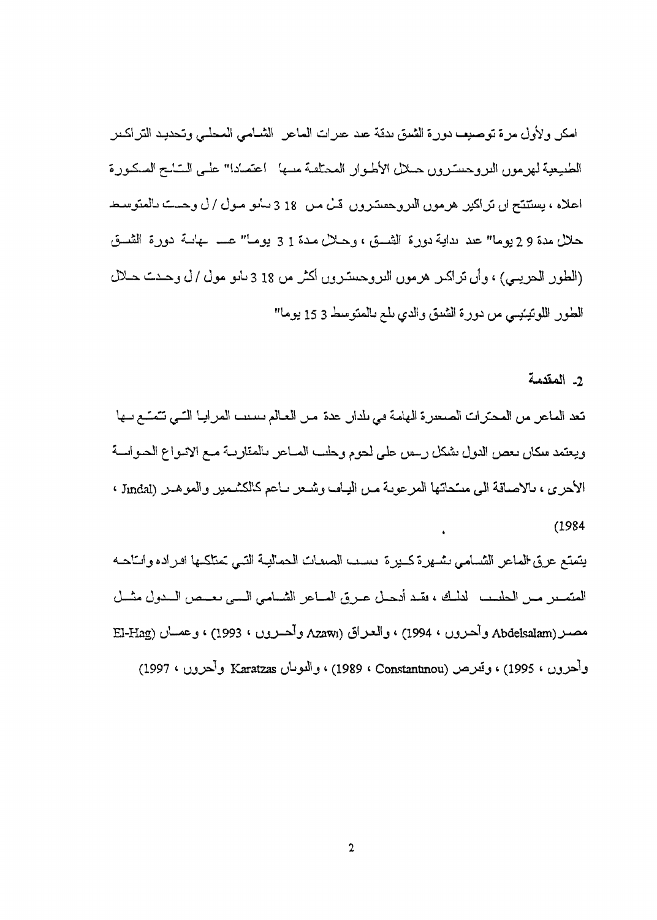امكن ولأول مرة توصيف دورة الشبق بدقة عند عنزات الماعز الشامي المحلي وتحديد التراكيز الطبيعية لهرمون البروجسترون خلال الأطوار المختلفة منها اعتماداً على النتائج المذكورة اعلاه ، يستنتج ان تراكيز هرمون البروجسترون قل من 3.18 نانو مول / ل وحدث بالمتوسط خلال مدة 2.9 يوماً عند بداية دورة الشبق ، وخلال مدة 3.1 يوماً عند نهاية دورة الشبق (الطور الحريبي) ، وأن تراكيز هرمون البروجسترون أكثر من 3.18 نانو مول / ل وحدث خلال الطور اللوتيئيني من دورة الشبق والذي بلغ بالمتوسط 15.3 يوماً"

**2- المقدمة**

تعد الماعز من المجترات الصغيرة الهامة في بلدان عدة من العالم بسبب المزايا التي تتمتع بها ويعتمد سكان بعض الدول بشكل رئيس على لحوم وحليب الماعز بالمقارنة مع الانواع الحيوانية الأخرى ، بالاضافة الى منتجاتها المرغوبة من الالياف وشعر ناعم كالكشمير والموهير (Jindal ، 1984)

يتمتع عرق الماعز الشامي بشهرة كبيرة بسبب الصفات الحملية التي تمتلكها افراده وانتاجه المتميز من الحليب لذلك ، فقد أدخل عرق الماعز الشامي الى بعض الدول مثل مصر(Abdelsalam وآخرون ، 1994) ، والعراق (Azawi وآخرون ، 1993) ، وعمان (El-Hag وآخرون ، 1995) ، وقبرص (Constantinou ، 1989) ، واليونان Karatzas وآخرون ، 1997)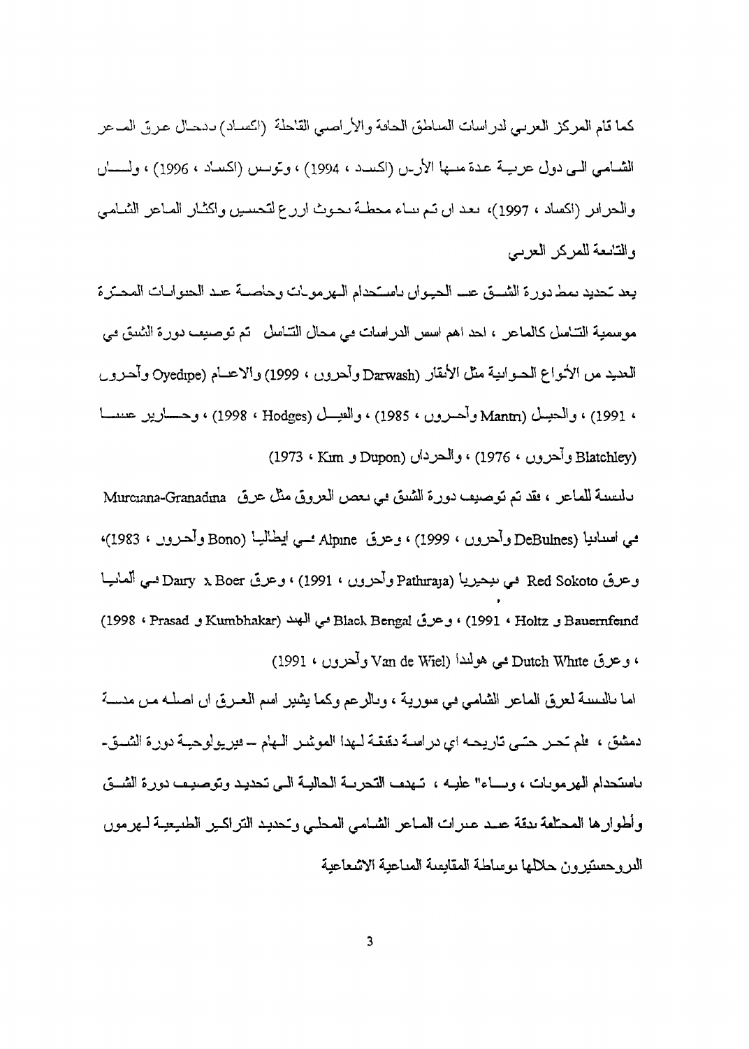كما قام المركز العربي لدراسات المناطق الجافة والأراضي القاحلة (اكساد) بدخال عرق الماعز الشامي الى دول عربية عدة منها الأردن (اكسد ، 1994) ، وتونس (اكساد ، 1996) ، ولبنان والجزائر (اكساد ، 1997)، بعد ان تم بناء محطة بحوث ازرع لتحسين واكثار الماعز الشامي والتابعة للمركز العربي

يعد تحديد نمط دورة الشبق عند الحيوان باستخدام الهرمونات وخاصة عند الحيوانات المجترة موسمية التناسل كالماعز ، احد اهم اسس الدراسات في مجال التناسل تم توصيف دورة الشبق في العديد من الأنواع الحيوانية مثل الأبقار (Darwash وآخرون ، 1999) والاغنام (Oyedipe وآخرون ، 1991) ، والخيل (Mantri وآخرون ، 1985) ، والفيل (Hodges ، 1998) ، وحمارير عنبنا (Blatchley وآخرون ، 1976) ، والجرذان (Dupon و Kim ، 1973)

بالنسبة للماعز ، فقد تم توصيف دورة الشبق في بعض العروق مثل عرق Murciana-Granadina في اسبانيا (DeBulnes وآخرون ، 1999) ، وعرق Alpine في ايطاليا (Bono وآخرون ، 1983)، وعرق Red Sokoto في نيجيريا (Pathiraja وآخرون ، 1991) ، وعرق Dairy x Boer في ألمانيا Bauernfeind و Holtz ، 1991) ، وعرق Black Bengal في الهند (Kumbhakar و Prasad ، 1998) ، وعرق Dutch White في هولندا (Van de Wiel وآخرون ، 1991)

اما بالنسبة لعرق الماعز الشامي في سورية ، وبالرغم وكما يشير اسم العرق ان اصله من مدينة دمشق ، فلم تجر حتى تاريخه اي دراسة دقيقة لهذا المؤشر الهام – فيزيولوجية دورة الشبق- باستخدام الهرمونات ، وبناءً عليه ، تهدف التجربة الحالية الى تحديد وتوصيف دورة الشبق وأطوارها المختلفة بدقة عند عنزات الماعز الشامي المحلي وتحديد التراكيز الطبيعية لهرمون البروجستيرون خلالها بوساطة المقايسة المناعية الاشعاعية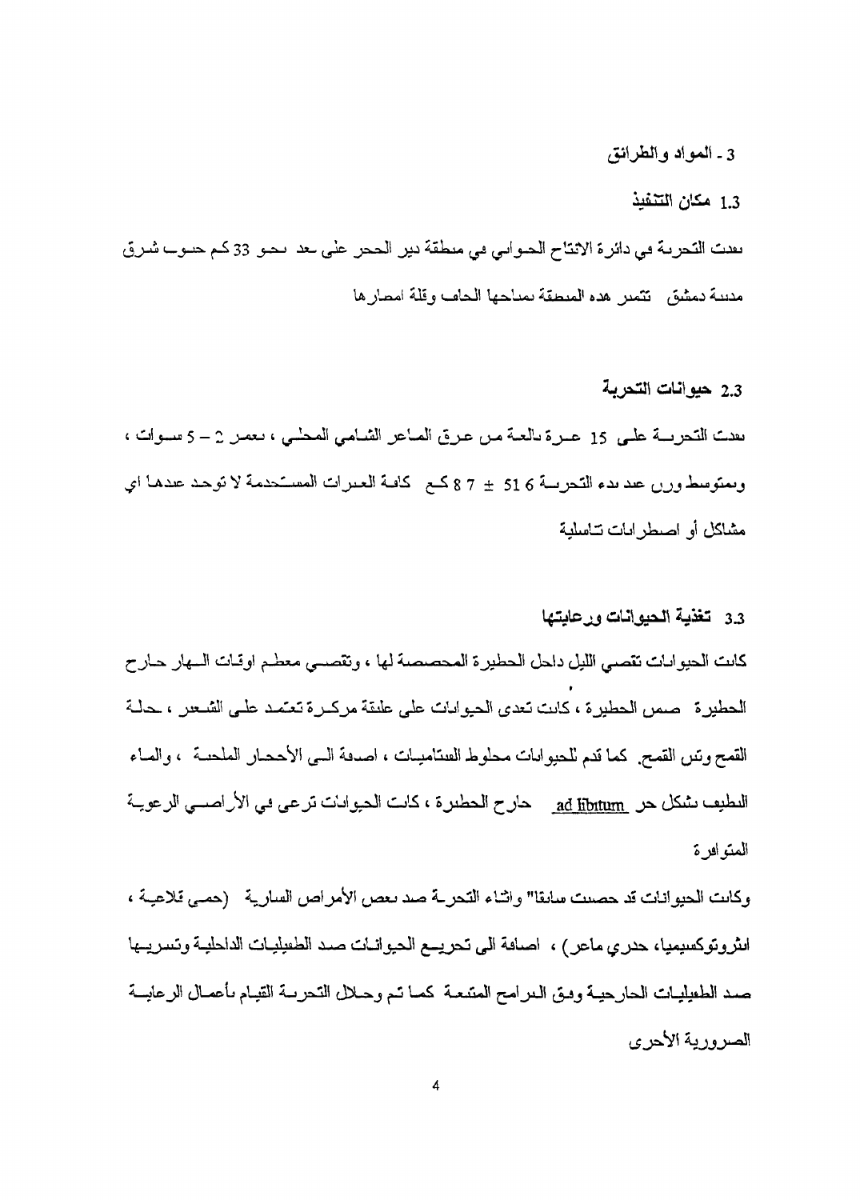## 3 - المواد والطرائق

### 1.3 مكان التنفيذ

نفذت التجربة في دائرة الانتاج الحيواني في منطقة دير الحجر على بعد نحو 33 كم جنوب شرق مدينة دمشق. تتميز هذه المنطقة بمناخها الجاف وقلة امطارها.

### 2.3 حيوانات التجربة

نفذت التجربة على 15 عنزة بالغة من عرق الماعز الشامي المحلي، بعمر 2 – 5 سنوات، وبمتوسط وزن عند بدء التجربة 51.6 ± 8.7 كغ. كافة العنزات المستخدمة لا توجد عندها اي مشاكل أو اضطرابات تناسلية.

### 3.3 تغذية الحيوانات ورعايتها

كانت الحيوانات تقضي الليل داخل الحظيرة المخصصة لها، وتقضي معظم اوقات النهار خارج الحظيرة ضمن الحظيرة، كانت تغذى الحيوانات على عليقة مركزة تعتمد على الشعير، نخالة القمح وتبن القمح. كما قدم للحيوانات مخلوط الفيتامينات، اضافة الى الأحجار الملحية، والماء النظيف بشكل حر ad libitum خارج الحظيرة، كانت الحيوانات ترعى في الأراضي الرعوية المتوافرة.

وكانت الحيوانات قد حصنت سابقاً" واثناء التجربة ضد بعض الأمراض السارية (حمى قلاعية، انتروتوكسيميا، جدري ماعز)، اضافة الى تجريع الحيوانات ضد الطفيليات الداخلية وتسريحها ضد الطفيليات الخارجية وفق البرامج المتبعة. كما تم وخلال التجربة القيام بأعمال الرعاية الضرورية الأخرى.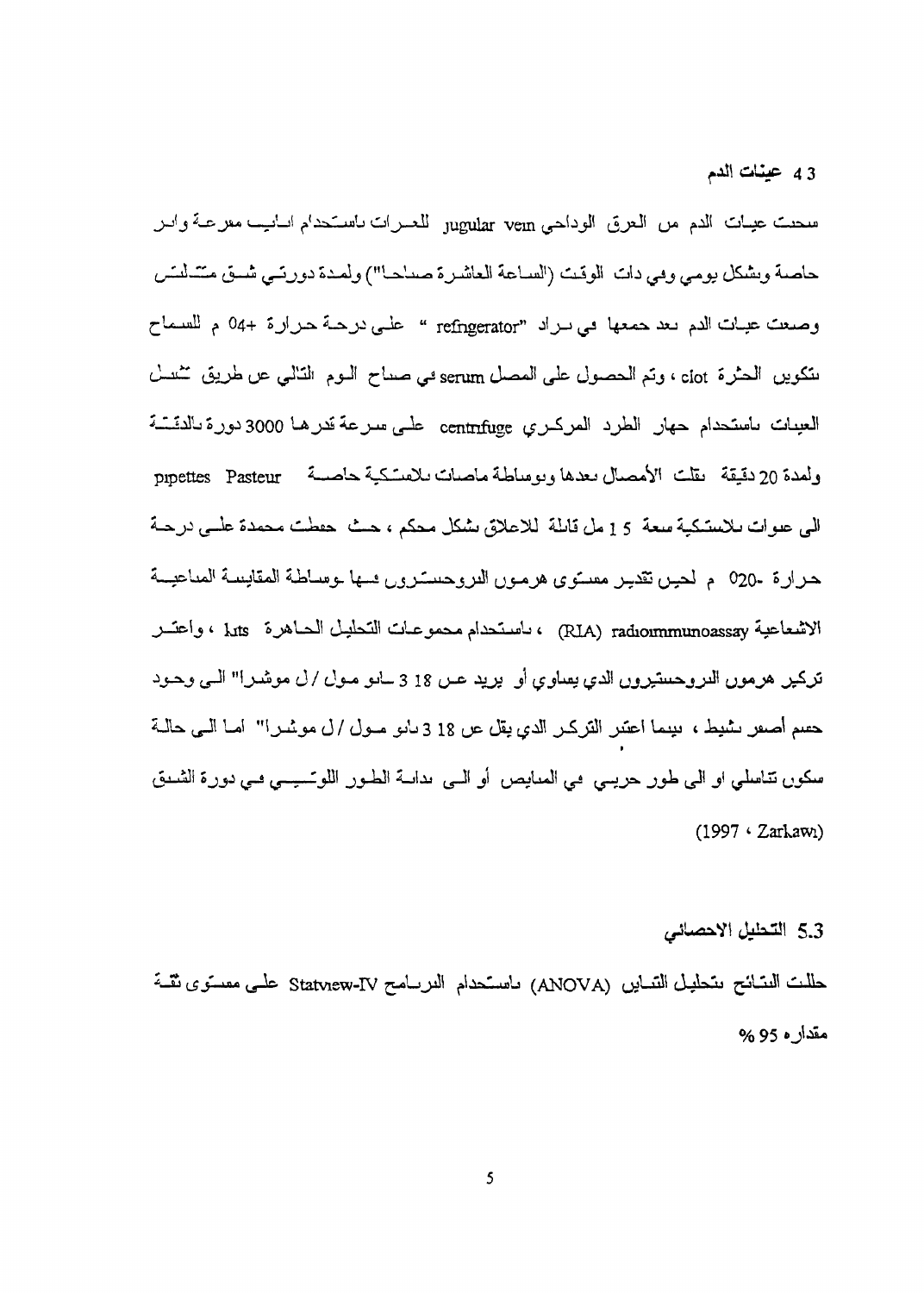## 4.3 عينات الدم

سحبت عينات الدم من العرق الوداجي jugular vein للعنزات باستخدام انابيب مفرغة وابر خاصة وبشكل يومي وفي ذات الوقت (الساعة العاشرة صباحاً) ولمدة دورتي شبق متتالتين وضعت عينات الدم بعد جمعها في براد "refrigerator" على درجة حرارة +4م للسماح بتكوين الخثرة clot ، وتم الحصول على المصل serum في صباح اليوم التالي عن طريق نبذ العينات باستخدام جهاز الطرد المركزي centrifuge على سرعة قدرها 3000 دورة بالدقيقة ولمدة 20 دقيقة. نقلت الأمصال بعدها وبوساطة ماصات بلاستكية خاصة pipettes Pasteur الى عبوات بلاستكية سعة 1.5 مل قابلة للاغلاق بشكل محكم ، حيث حفظت مجمدة على درجة حرارة -20 م لحين تقدير مستوى هرمون البروجستيرون فيها بوساطة المقايسة المناعية الاشعاعية radioimmunoassay (RIA) ، باستخدام مجموعات التحليل الجاهزة kits ، واعتبر تركيز هرمون البروجستيرون الذي يساوي أو يزيد عن 3.18 نانو مول / ل موشراً" الى وجود جسم أصفر نشيط ، بينما اعتبر التركيز الذي يقل عن 3.18 نانو مول / ل موشراً" اما الى حالة سكون تناسلي او الى طور جريبي في المبايض أو الى بداية الطور اللوتيني في دورة الشبق (Zarkawi ، 1997)

## 5.3 التحليل الاحصائي

حللت النتائج بتحليل التباين (ANOVA) باستخدام البرنامج Statview-IV على مستوى ثقة مقداره 95 %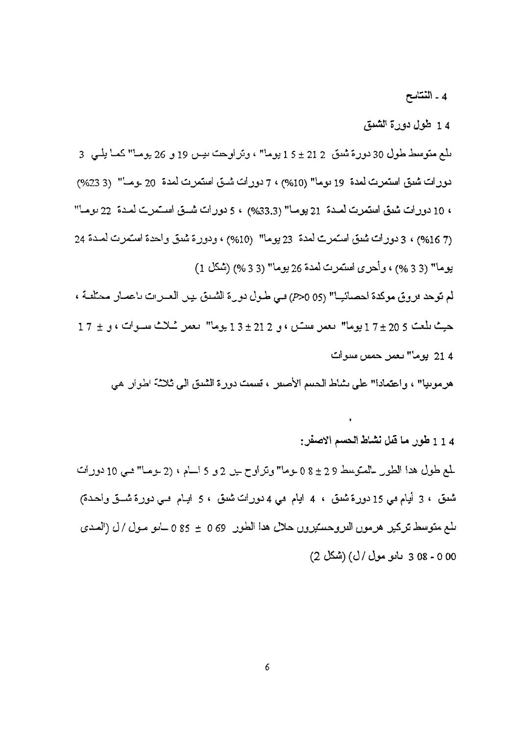## 4 - النتائج

### 4 1 طول دورة الشبق

بلغ متوسط طول 30 دورة شبق 2 21 ± 5 1 يوماً" ، وتراوحت بين 19 و 26 يوماً" كما يلي 3 دورات شبق استمرت لمدة 19 يوماً" (10%) ، 7 دورات شبق استمرت لمدة 20 يوماً" (3 23%) ، 10 دورات شبق استمرت لمدة 21 يوماً" (33.3%) ، 5 دورات شبق استمرت لمدة 22 يوماً" (7 16%) ، 3 دورات شبق استمرت لمدة 23 يوماً" (10%) ، ودورة شبق واحدة استمرت لمدة 24 يوماً" (3 3 %) ، وأخرى استمرت لمدة 26 يوماً" (3 3 %) (شكل 1)

لم توجد فروق مؤكدة احصائياً" ($P>0.05$) في طول دورة الشبق بين العنزات باعمار مختلفة ، حيث بلغت 5 20 ± 7 1 يوماً" بعمر سنتين ، و 2 21 ± 3 1 يوماً" بعمر ثلاث سنوات ، و 7 1 ± 4 21 يوماً" بعمر خمس سنوات

هرمونياً" ، واعتماداً" على نشاط الجسم الأصفر ، قسمت دورة الشبق الى ثلاثة اطوار هي

•

#### 4 1 1 طور ما قبل نشاط الجسم الاصفر:

بلغ طول هذا الطور بالمتوسط 9 2 ± 8 0 يوماً" وتراوح بين 2 و 5 ايام ، (2 يوماً" في 10 دورات شبق ، 3 أيام في 15 دورة شبق ، 4 ايام في 4 دورات شبق ، 5 ايام في دورة شبق واحدة) بلغ متوسط تركيز هرمون البروجستيرون خلال هذا الطور 69 0 ± 85 0 نانو مول / ل (المدى 00 0 - 08 3 نانو مول / ل) (شكل 2)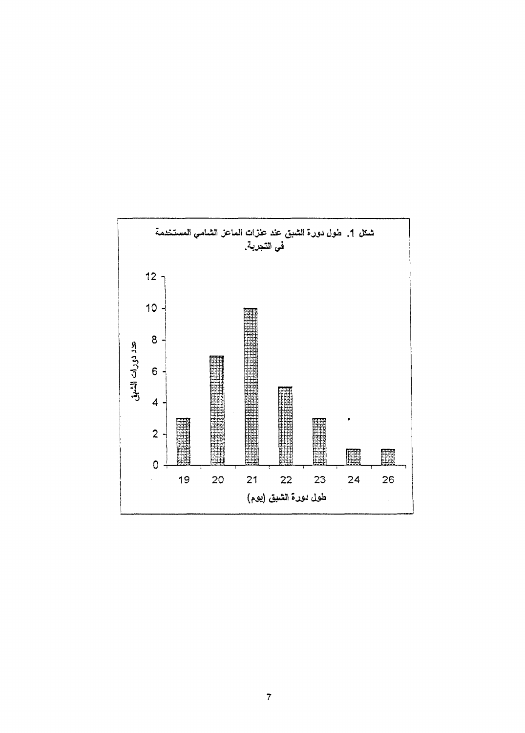شكل 1. طول دورة الشبق عند عنزات الماعز الشامي المستخدمة في التجربة.

| طول دورة الشبق (يوم) | عدد دورات الشبق |
|---|---|
| 19 | 3 |
| 20 | 7 |
| 21 | 10 |
| 22 | 5 |
| 23 | 3 |
| 24 | 1 |
| 26 | 1 |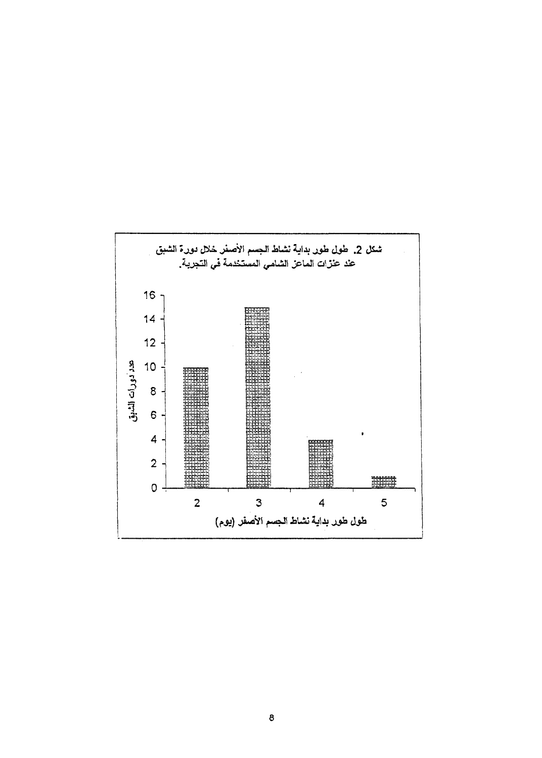شكل 2. طول طور بداية نشاط الجسم الأصفر خلال دورة الشبق عند عنزات الماعز الشامي المستخدمة في التجربة.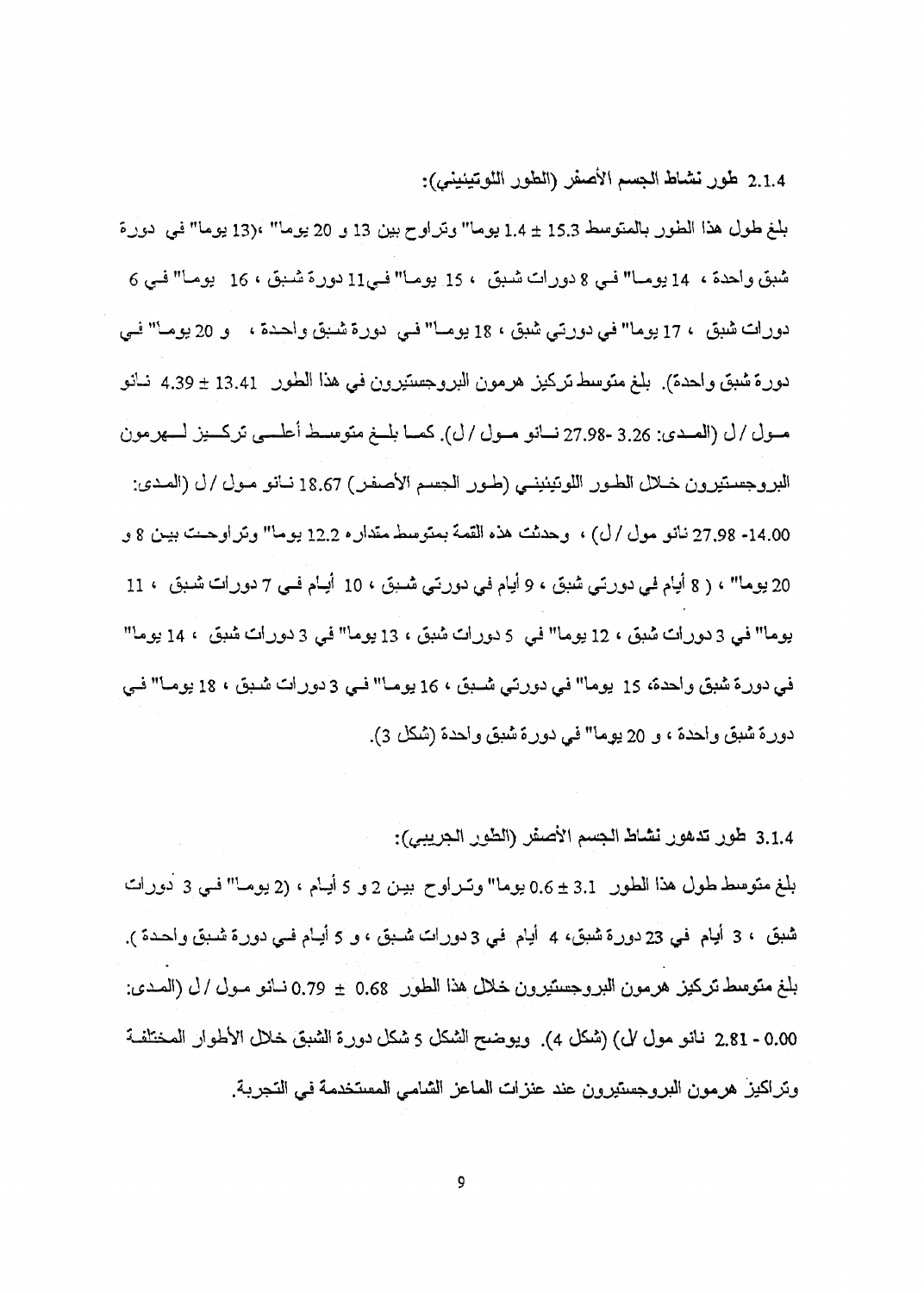### 2.1.4 طور نشاط الجسم الأصفر (الطور اللوتيئيني):

بلغ طول هذا الطور بالمتوسط 15.3 ± 1.4 يوما" وتراوح بين 13 و 20 يوما" ،(13 يوما" في دورة شبق واحدة ، 14 يوما" في 8 دورات شبق ، 15 يوما" في11 دورة شبق ، 16 يوما" في 6 دورات شبق ، 17 يوما" في دورتي شبق ، 18 يوما" في دورة شبق واحدة ، و 20 يوما" في دورة شبق واحدة). بلغ متوسط تركيز هرمون البروجستيرون في هذا الطور 13.41 ± 4.39 نانو مول / ل (المدى: 3.26 -27.98 نانو مول / ل). كما بلغ متوسط أعلى تركيز لهرمون البروجستيرون خلال الطور اللوتيئيني (طور الجسم الأصفر) 18.67 نانو مول / ل (المدى: 14.00- 27.98 نانو مول / ل) ، وحدثت هذه القمة بمتوسط مقداره 12.2 يوما" وتراوحت بين 8 و 20 يوما" ، ( 8 أيام في دورتي شبق ، 9 أيام في دورتي شبق ، 10 أيام في 7 دورات شبق ، 11 يوما" في 3 دورات شبق ، 12 يوما" في 5 دورات شبق ، 13 يوما" في 3 دورات شبق ، 14 يوما" في دورة شبق واحدة، 15 يوما" في دورتي شبق ، 16 يوما" في 3 دورات شبق ، 18 يوما" في دورة شبق واحدة ، و 20 يوما" في دورة شبق واحدة (شكل 3).

### 3.1.4 طور تدهور نشاط الجسم الأصفر (الطور الجريبي):

بلغ متوسط طول هذا الطور 3.1 ± 0.6 يوما" وتراوح بين 2 و 5 أيام ، (2 يوما" في 3 دورات شبق ، 3 أيام في 23 دورة شبق، 4 أيام في 3 دورات شبق ، و 5 أيام في دورة شبق واحدة ). بلغ متوسط تركيز هرمون البروجستيرون خلال هذا الطور 0.68 ± 0.79 نانو مول / ل (المدى: 0.00 - 2.81 نانو مول /ل) (شكل 4). ويوضح الشكل 5 شكل دورة الشبق خلال الأطوار المختلفة وتراكيز هرمون البروجستيرون عند عنزات الماعز الشامي المستخدمة في التجربة.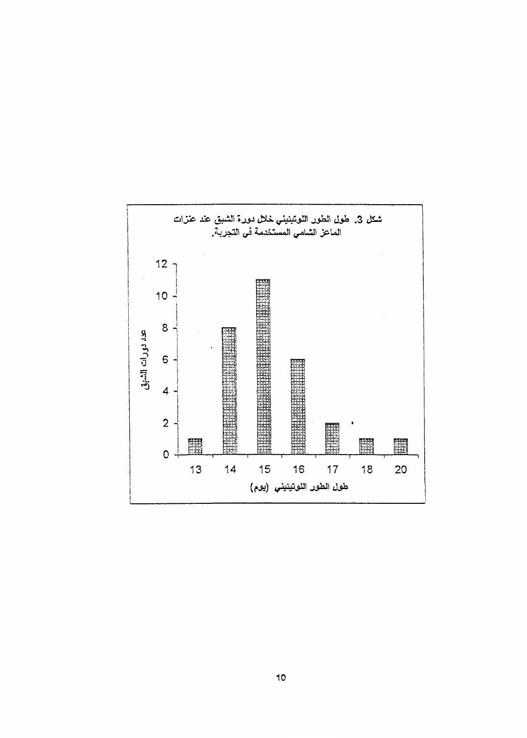شكل 3. طول الطور اللوتيني خلال دورة الشبق عند عنزات الماعز الشامي المستخدمة في التجربة.

| طول الطور اللوتيني (يوم) | عدد دورات الشبق |
|---|---|
| 13 | 1 |
| 14 | 8 |
| 15 | 11 |
| 16 | 6 |
| 17 | 2 |
| 18 | 1 |
| 20 | 1 |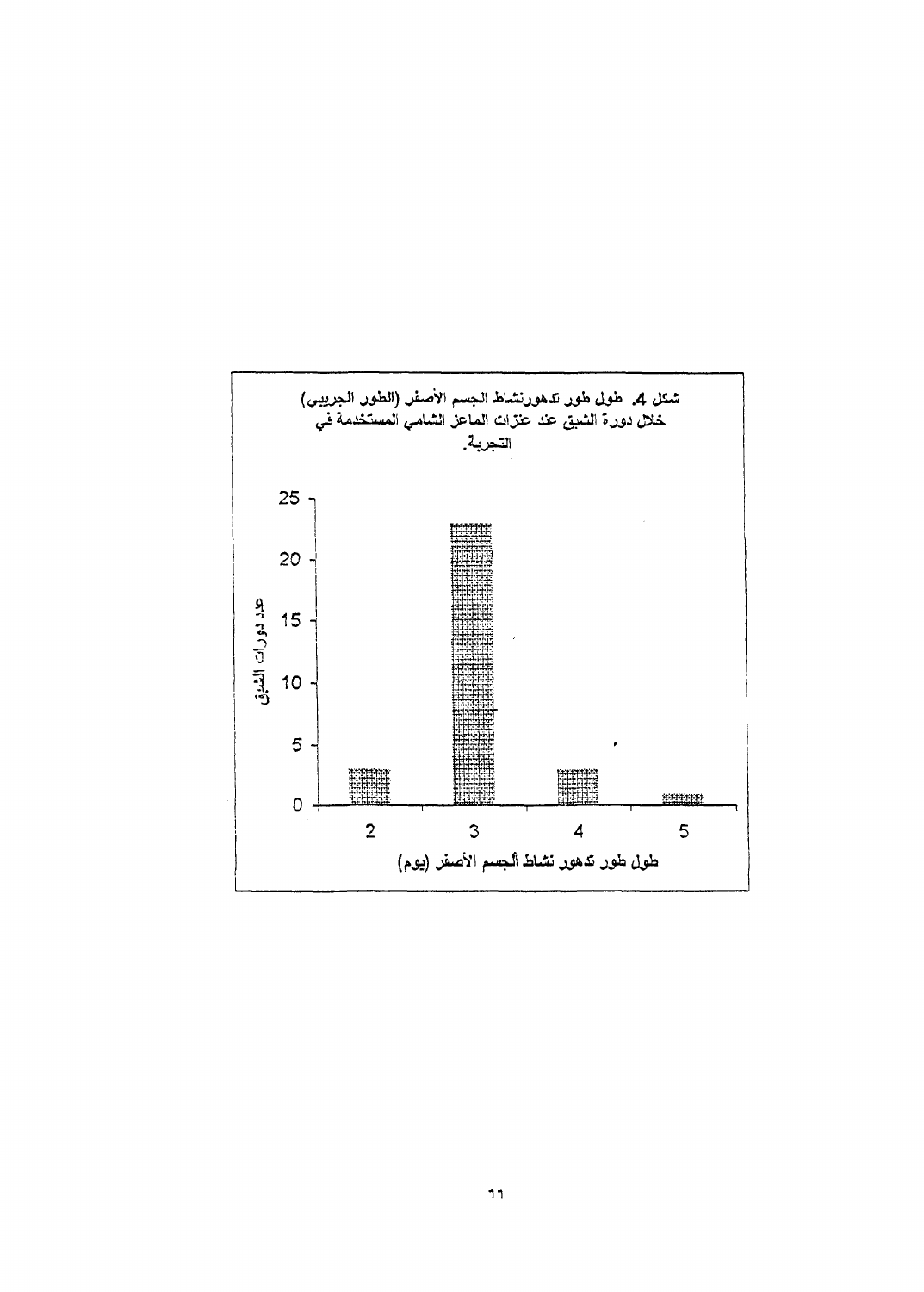شكل 4. طول طور تدهورنشاط الجسم الأصفر (الطور الجريبي) خلال دورة الشبق عند عنزات الماعز الشامي المستخدمة في التجربة.

| طول طور تدهور نشاط الجسم الأصفر (يوم) | عدد دورات الشبق |
|---|---|
| 2 | 3 |
| 3 | 23 |
| 4 | 3 |
| 5 | 1 |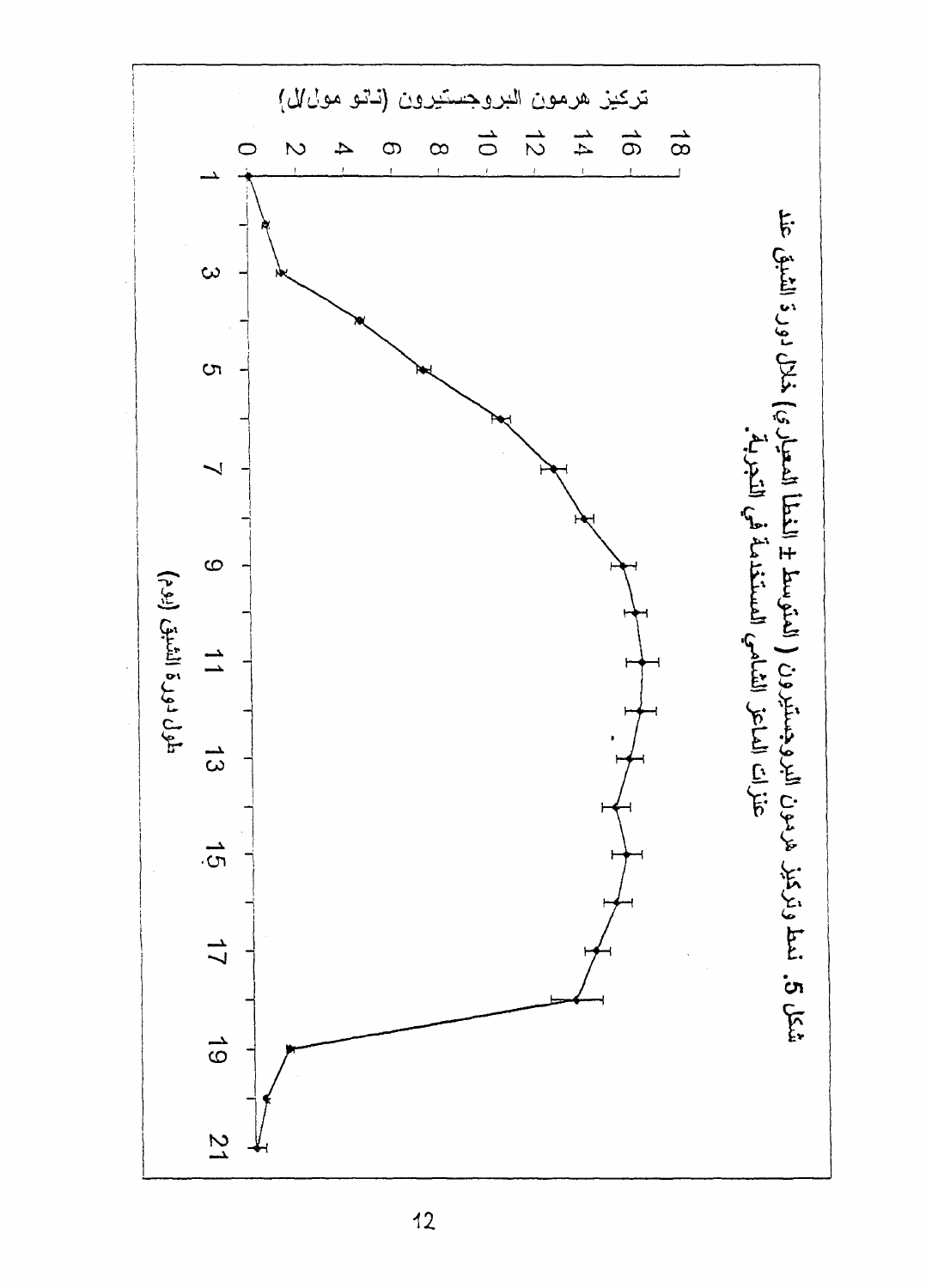شكل 5. نمط وتركيز هرمون البروجستيرون (المتوسط ± الخطأ المعياري) خلال دورة الشبق عند عنزات الماعز الشامي المستخدمة في التجربة.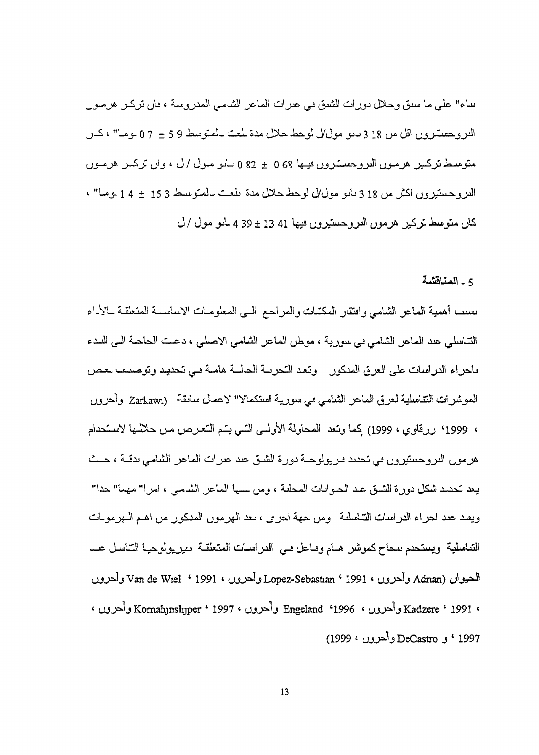بناءً على ما سبق وخلال دورات الشبق في عنزات الماعز الشامي المدروسة ، فإن تركيز هرمون البروجسترون اقل من 3.18 نانو مول/ل لوحظ خلال مدة بلغت بالمتوسط 5.9 ± 0.7 يوماً ، كان متوسط تركيز هرمون البروجسترون فيها 0.68 ± 0.82 نانو مول / ل ، وان تركيز هرمون البروجسترون اكثر من 3.18 نانو مول/ل لوحظ خلال مدة بلغت بالمتوسط 15.3 ± 1.4 يوماً ، كان متوسط تركيز هرمون البروجسترون فيها 13.41 ± 4.39 نانو مول / ل.

## 5 - المناقشة

بسبب أهمية الماعز الشامي وافتقار المكتبات والمراجع الى المعلومات الاساسية المتعلقة بالأداء التناسلي عند الماعز الشامي في سورية ، موطن الماعز الشامي الاصلي ، دعت الحاجة الى البدء باجراء الدراسات على العرق المذكور . وتعد التجربة الحالية هامة في تحديد وتوصيف بعض المؤشرات التناسلية لعرق الماعز الشامي في سورية استكمالاً لاعمال سابقة (Zarkawi وآخرون ، 1999؛ زرقاوي ، 1999) كما وتعد المحاولة الأولى التي يتم التعرض من خلالها لاستخدام هرمون البروجسترون في تحديد فيزيولوجية دورة الشبق عند عنزات الماعز الشامي بدقة ، حيث يعد تحديد شكل دورة الشبق عند الحيوانات المحلية ، ومن بينها الماعز الشامي ، امراً مهماً جداً ويفيد عند اجراء الدراسات التناسلية. ومن جهة اخرى ، يعد الهرمون المذكور من اهم الهرمونات التناسلية ويستخدم بنجاح كموشر هام وفاعل في الدراسات المتعلقة بفيزيولوجيا التناسل عند الحيوان (Adnan وآخرون ، 1991؛ Lopez-Sebastian وآخرون ، 1991؛ Van de Wiel وآخرون ، 1991؛ Kadzere وآخرون ، 1996؛ Engeland وآخرون ، 1997؛ Kornalijnslijper وآخرون ، 1997؛ و DeCastro وآخرون ، 1999)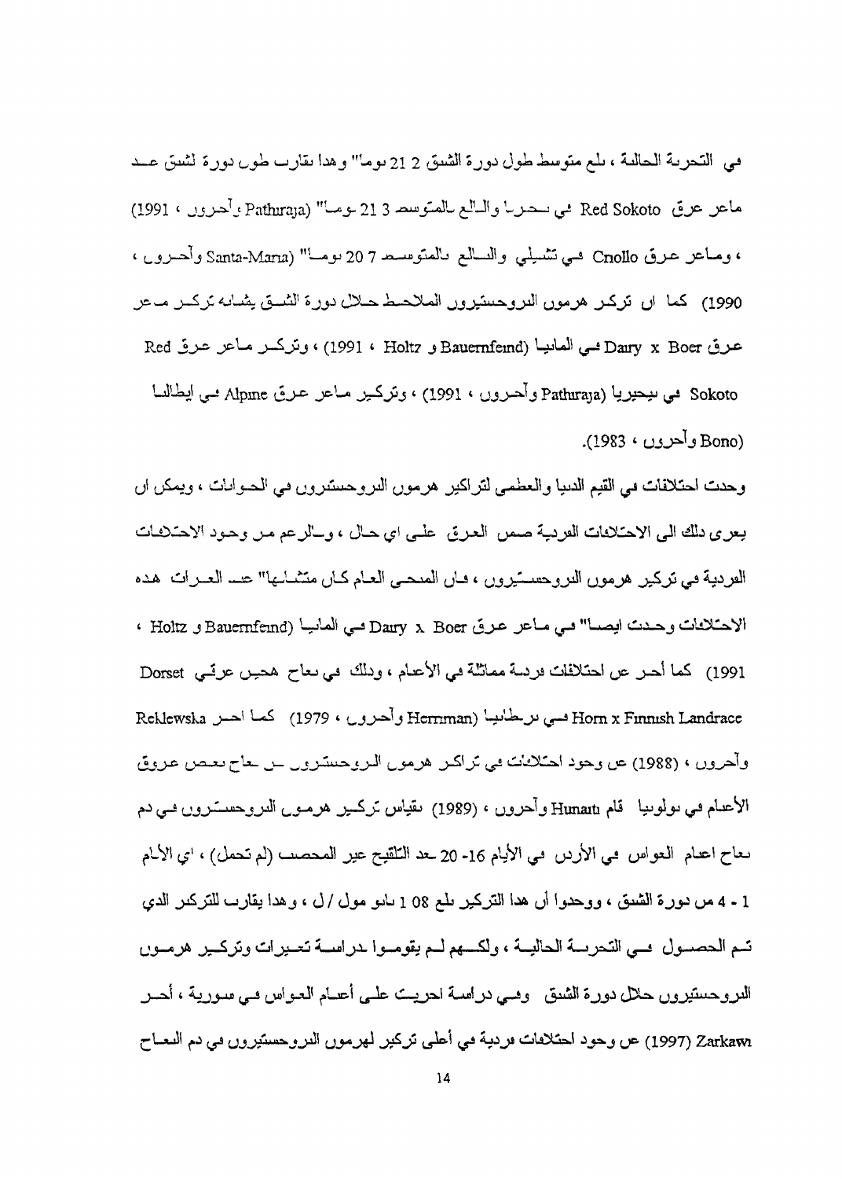في التجربة الحالية ، بلغ متوسط طول دورة الشبق 2 21 يوما" وهذا يقارب طول دورة شبق عند ماعز عرق Red Sokoto في نيجيريا والبالغ بالمتوسط 3 21 يوما" (Pathiraja وآخرون ، 1991) ، وماعز عرق Criollo في تشيلي والبالغ بالمتوسط 7 20 يوما" (Santa-Maria وآخرون ، 1990) كما ان تركيز هرمون البروجستيرون الملاحظ خلال دورة الشبق يشابه تركيز ماعز عرق Dairy x Boer في المانيا (Bauernfeind و Holtz ، 1991) ، وتركيز ماعز عرق Red Sokoto في نيجيريا (Pathiraja وآخرون ، 1991) ، وتركيز ماعز عرق Alpine في ايطاليا (Bono وآخرون ، 1983).

وجدت اختلافات في القيم الدنيا والعظمى لتراكيز هرمون البروجستيرون في الحيوانات ، ويمكن ان يعزى ذلك الى الاختلافات الفردية ضمن العرق على اي حال ، وبالرغم من وجود الاختلافات الفردية في تركيز هرمون البروجستيرون ، فان المنحنى العام كان متشابها" عبر العنزات هذه الاختلافات وجدت ايضا" في ماعز عرق Dairy x Boer في المانيا (Bauernfeind و Holtz ، 1991) كما أخبر عن اختلافات فردية مماثلة في الأغنام ، وذلك في نعاج هجين عرقي Dorset Horn x Finnish Landrace في بريطانيا (Herriman وآخرون ، 1979) كما اخبر Reklewska وآخرون ، (1988) عن وجود اختلافات في تراكيز هرمون البروجستيرون بين نعاج بعض عروق الأغنام في بولونيا قام Hunaiti وآخرون ، (1989) بقياس تركيز هرمون البروجستيرون في دم نعاج اغنام العواس في الأردن في الأيام 16- 20 بعد التلقيح غير المخصب (لم تحمل) ، اي الأيام 1 - 4 من دورة الشبق ، ووجدوا أن هذا التركيز بلغ 08 1 نانو مول / ل ، وهذا يقارب للتركيز الذي تم الحصول في التجربة الحالية ، ولكنهم لم يقوموا بدراسة تغيرات وتركيز هرمون البروجستيرون خلال دورة الشبق وفي دراسة اجريت على أغنام العواس في سورية ، أخبر Zarkawi (1997) عن وجود اختلافات فردية في أعلى تركيز لهرمون البروجستيرون في دم النعاج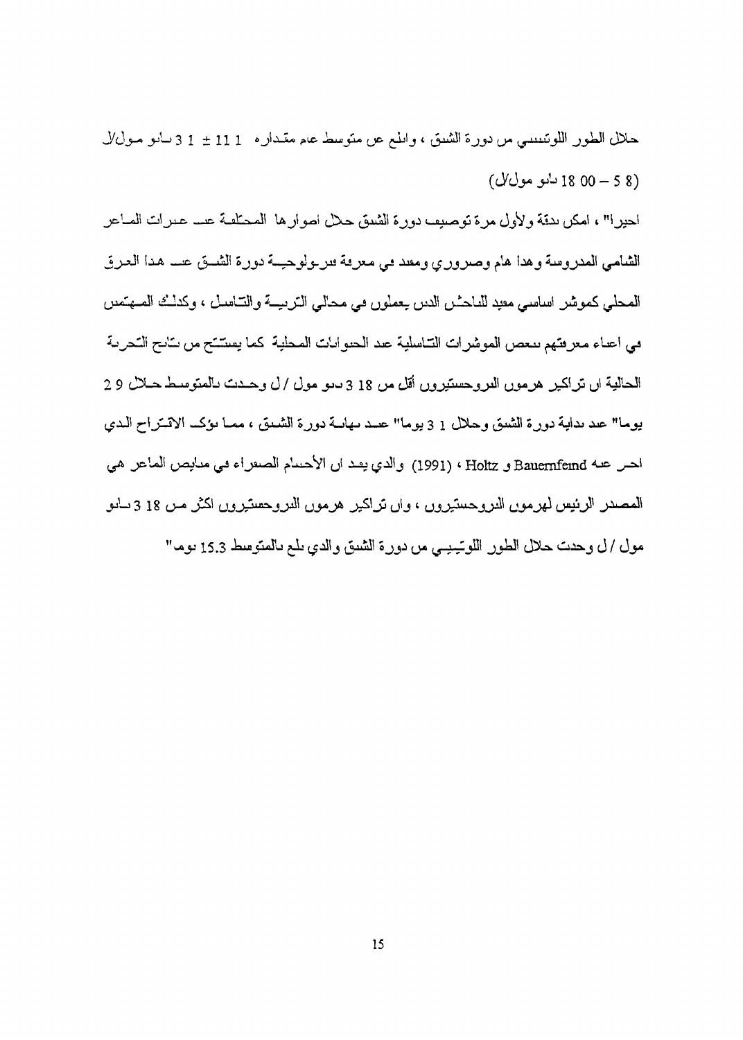خلال الطور اللوتنيني من دورة الشبق ، وابلغ عن متوسط عام مقداره 11 1 ± 1 3 نانو مول/ل (8 5 – 00 18 نانو مول/ل)

اخيرا" ، امكن بدقة ولأول مرة توصيف دورة الشبق خلال اطوارها المختلفة عند عنزات الماعز الشامي المدروسة وهذا هام وضروري ومفيد في معرفة فيزيولوجية دورة الشبق عند هذا العرق المحلي كموشر اساسي مفيد للباحثين الذين يعملون في مجالي التربية والتناسل ، وكذلك المهتمين في اغناء معرفتهم ببعض الموشرات التناسلية عند الحيوانات المحلية كما يستنتج من نتائج التجربة الحالية ان تراكيز هرمون البروجستيرون أقل من 18 3 نانو مول / ل وجدت بالمتوسط خلال 9 2 يوما" عند بداية دورة الشبق وخلال 1 3 يوما" عند نهاية دورة الشبق ، مما يؤكد الاقتراح الذي اجرى عنه Bauernfeind و Holtz ، (1991) والذي يفيد ان الأجسام الصفراء في مبايض الماعز هي المصدر الرئيس لهرمون البروجستيرون ، وان تراكيز هرمون البروجستيرون اكثر من 18 3 نانو مول / ل وجدت خلال الطور اللوتيني من دورة الشبق والذي بلغ بالمتوسط 15.3 يوم"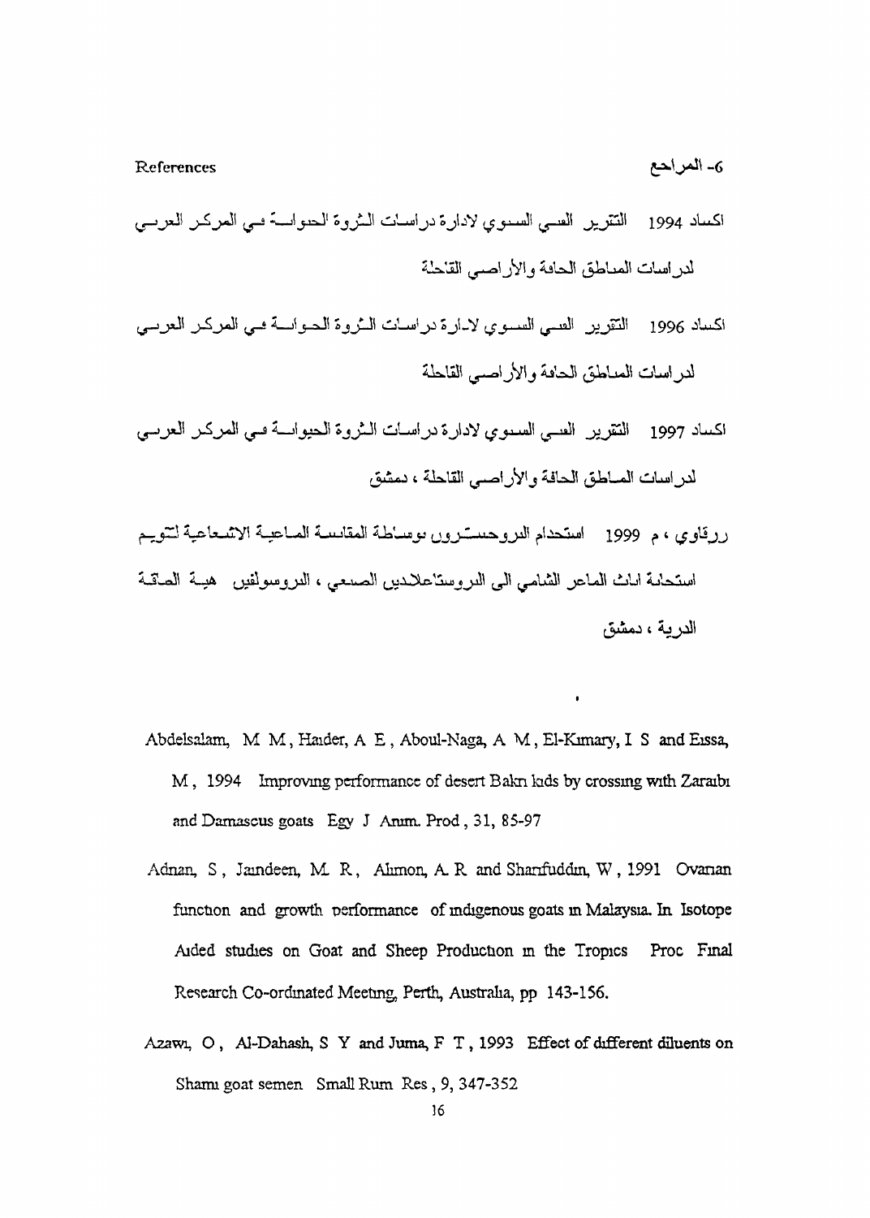## 6- المراجع References

اكساد 1994 التقرير الفني السنوي لادارة دراسات الثروة الحيوانية في المركز العربي لدراسات المناطق الجافة والأراضي القاحلة

اكساد 1996 التقرير الفني السنوي لادارة دراسات الثروة الحيوانية في المركز العربي لدراسات المناطق الجافة والأراضي القاحلة

اكساد 1997 التقرير الفني السنوي لادارة دراسات الثروة الحيوانية في المركز العربي لدراسات المناطق الجافة والأراضي القاحلة ، دمشق

زرقاوي ، م 1999 استخدام البروجسترون بوساطة المقايسة المناعية الاشعاعية لتقويم استجابة اناث الماعز الشامي الى البروستاغلاندين الصنعي ، البروسولفين هيئة الطاقة الذرية ، دمشق

Abdelsalam, M M, Haider, A E, Aboul-Naga, A M, El-Kimary, I S and Eissa, M, 1994 Improving performance of desert Bakri kids by crossing with Zaraibi and Damascus goats Egy J Anim. Prod, 31, 85-97

Adnan, S, Jaindeen, M R, Alimon, A R and Sharifuddin, W, 1991 Ovarian function and growth performance of indigenous goats in Malaysia. In Isotope Aided studies on Goat and Sheep Production in the Tropics Proc Final Research Co-ordinated Meeting, Perth, Australia, pp 143-156.

Azawi, O, Al-Dahash, S Y and Juma, F T, 1993 Effect of different diluents on Shami goat semen Small Rum Res, 9, 347-352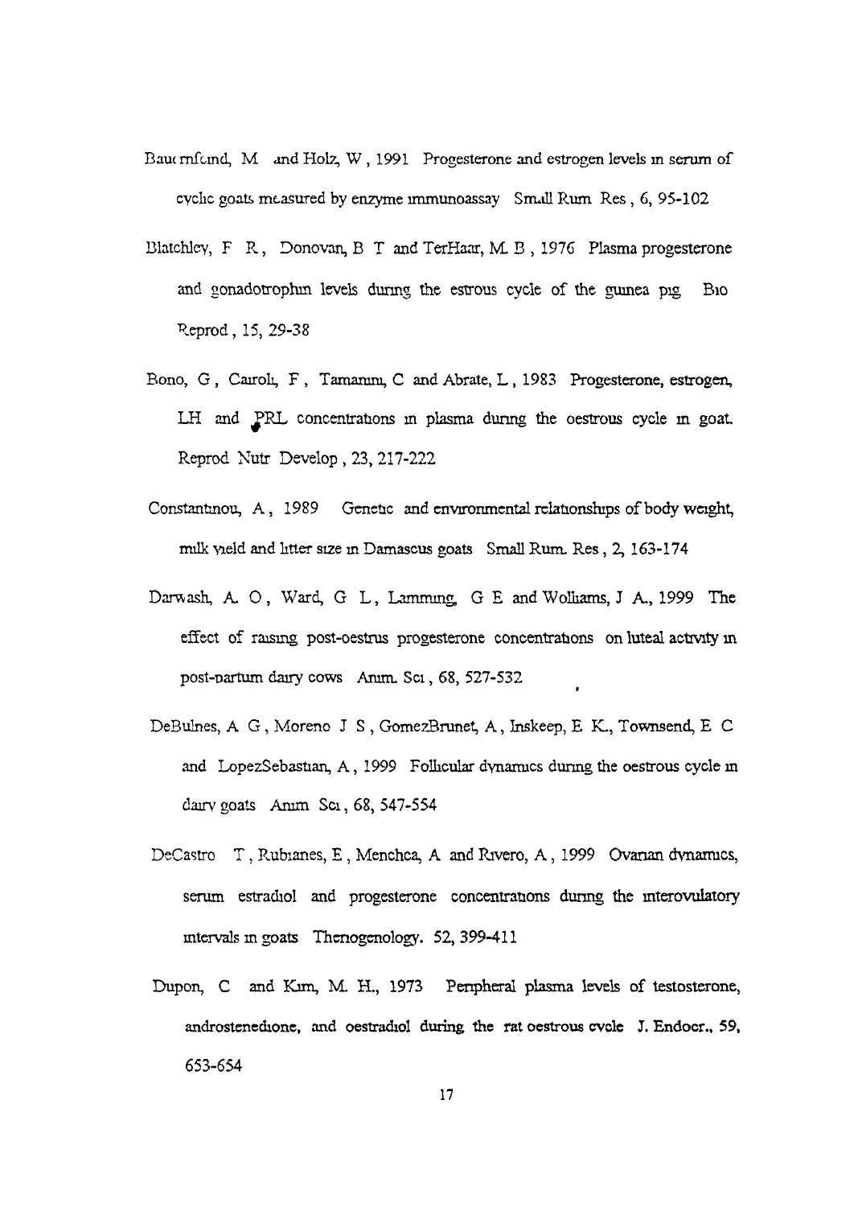Bauernfeind, M and Holz, W , 1991 Progesterone and estrogen levels in serum of cyclic goats measured by enzyme immunoassay Small Rum Res , 6, 95-102

Blatchley, F R , Donovan, B T and TerHaar, M. B , 1976 Plasma progesterone and gonadotrophin levels during the estrous cycle of the guinea pig Bio Reprod , 15, 29-38

Bono, G , Cairoli, F , Tamanini, C and Abrate, L , 1983 Progesterone, estrogen, LH and PRL concentrations in plasma during the oestrous cycle in goat. Reprod Nutr Develop , 23, 217-222

Constantinou, A , 1989 Genetic and environmental relationships of body weight, milk yield and litter size in Damascus goats Small Rum. Res , 2, 163-174

Darwash, A. O , Ward, G L , Lamming, G E and Wolliams, J A., 1999 The effect of raising post-oestrus progesterone concentrations on luteal activity in post-partum dairy cows Anim. Sci , 68, 527-532

DeBulnes, A G , Moreno J S , GomezBrunet, A , Inskeep, E K., Townsend, E C and LopezSebastian, A , 1999 Follicular dynamics during the oestrous cycle in dairy goats Anim Sci , 68, 547-554

DeCastro T , Rubianes, E , Menchca, A and Rivero, A , 1999 Ovarian dynamics, serum estradiol and progesterone concentrations during the interovulatory intervals in goats Theriogenology. 52, 399-411

Dupon, C and Kim, M. H., 1973 Peripheral plasma levels of testosterone, androstenedione, and oestradiol during the rat oestrous cycle J. Endocr., 59, 653-654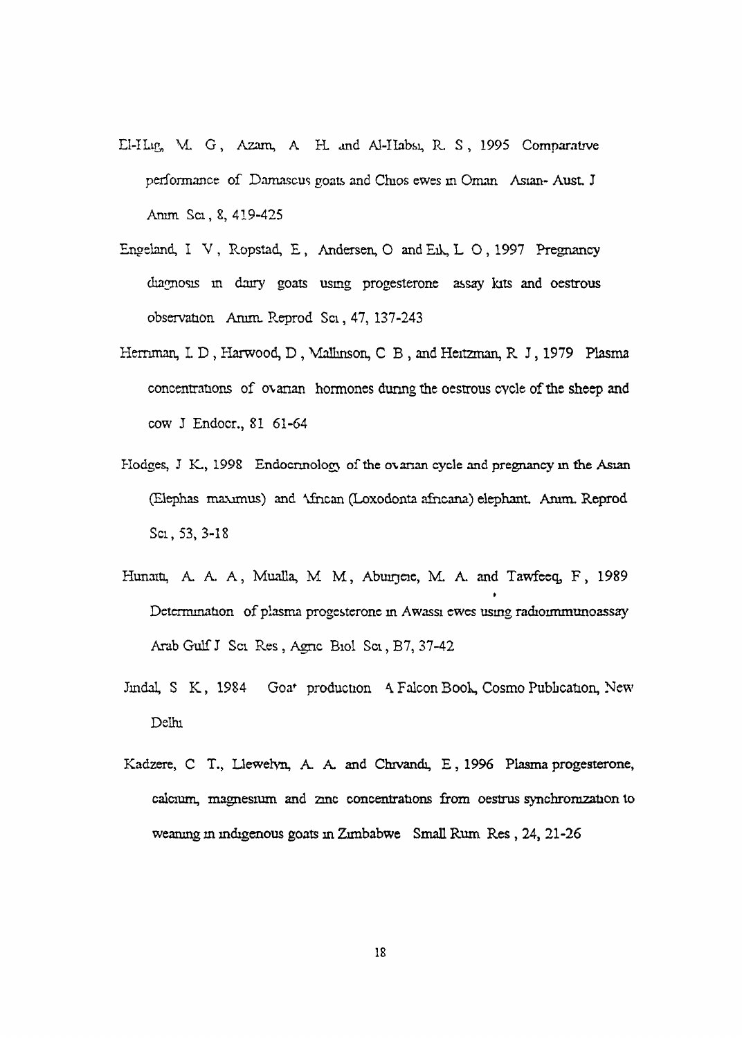El-Hag, M. G., Azam, A. H. and Al-Habsi, R. S., 1995 Comparative performance of Damascus goats and Chios ewes in Oman Asian- Aust. J Anim Sci, 8, 419-425

Engeland, I V, Ropstad, E, Andersen, O and Eik, L O, 1997 Pregnancy diagnosis in dairy goats using progesterone assay kits and oestrous observation Anim. Reprod Sci, 47, 137-243

Hennman, L D, Harwood, D, Mallinson, C B, and Heitzman, R J, 1979 Plasma concentrations of ovarian hormones during the oestrous cycle of the sheep and cow J Endocr., 81 61-64

Hodges, J K., 1998 Endocrinology of the ovarian cycle and pregnancy in the Asian (Elephas maximus) and African (Loxodonta africana) elephant. Anim. Reprod Sci, 53, 3-18

Hunaiti, A. A. A, Mualla, M M, Aburjeie, M. A. and Tawfeeq, F, 1989 Determination of plasma progesterone in Awassi ewes using radioimmunoassay Arab Gulf J Sci Res, Agric Biol Sci, B7, 37-42

Jindal, S K, 1984 Goat production A Falcon Book, Cosmo Publication, New Delhi

Kadzere, C T., Llewelyn, A. A. and Chivandi, E, 1996 Plasma progesterone, calcium, magnesium and zinc concentrations from oestrus synchronization to weaning in indigenous goats in Zimbabwe Small Rum Res, 24, 21-26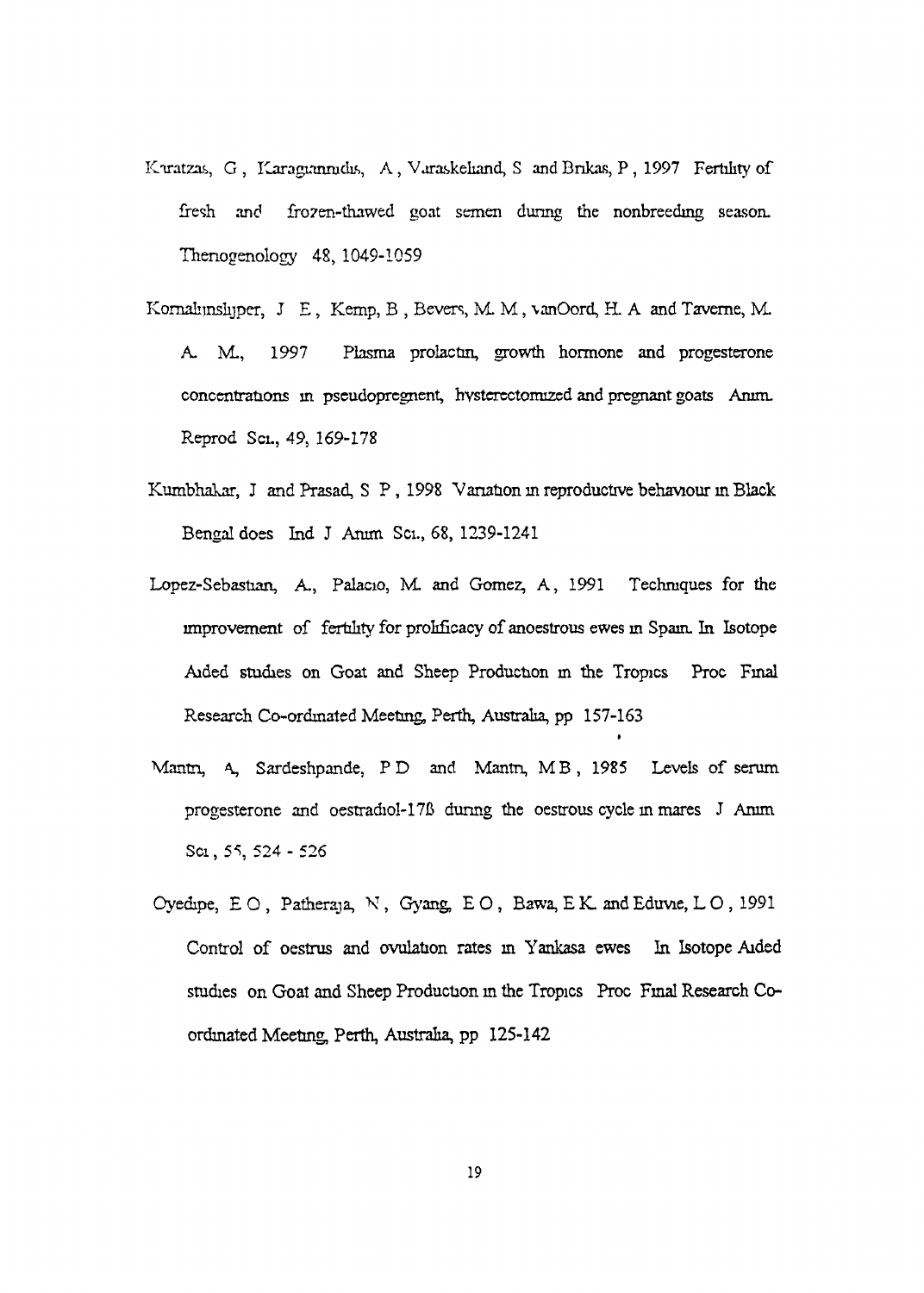Karatzas, G , Karagiannidis, A , Varaskeliand, S and Brikas, P , 1997 Fertility of fresh and frozen-thawed goat semen during the nonbreeding season. Theriogenology 48, 1049-1059

Kornalijnslijper, J E , Kemp, B , Bevers, M. M , vanOord, H. A and Taverne, M. A. M., 1997 Plasma prolactin, growth hormone and progesterone concentrations in pseudopregnent, hysterectomized and pregnant goats Anim. Reprod Sci., 49, 169-178

Kumbhakar, J and Prasad, S P , 1998 Variation in reproductive behaviour in Black Bengal does Ind J Anim Sci., 68, 1239-1241

Lopez-Sebastian, A., Palacio, M. and Gomez, A , 1991 Techniques for the improvement of fertility for prolificacy of anoestrous ewes in Spain. In Isotope Aided studies on Goat and Sheep Production in the Tropics Proc Final Research Co-ordinated Meeting, Perth, Australia, pp 157-163

Mantri, A, Sardeshpande, P D and Mantri, M B , 1985 Levels of serum progesterone and oestradiol-17ß during the oestrous cycle in mares J Anim Sci , 55, 524 - 526

Oyedipe, E O , Patheraja, N , Gyang, E O , Bawa, E K. and Eduvie, L O , 1991 Control of oestrus and ovulation rates in Yankasa ewes In Isotope Aided studies on Goat and Sheep Production in the Tropics Proc Final Research Co-ordinated Meeting, Perth, Australia, pp 125-142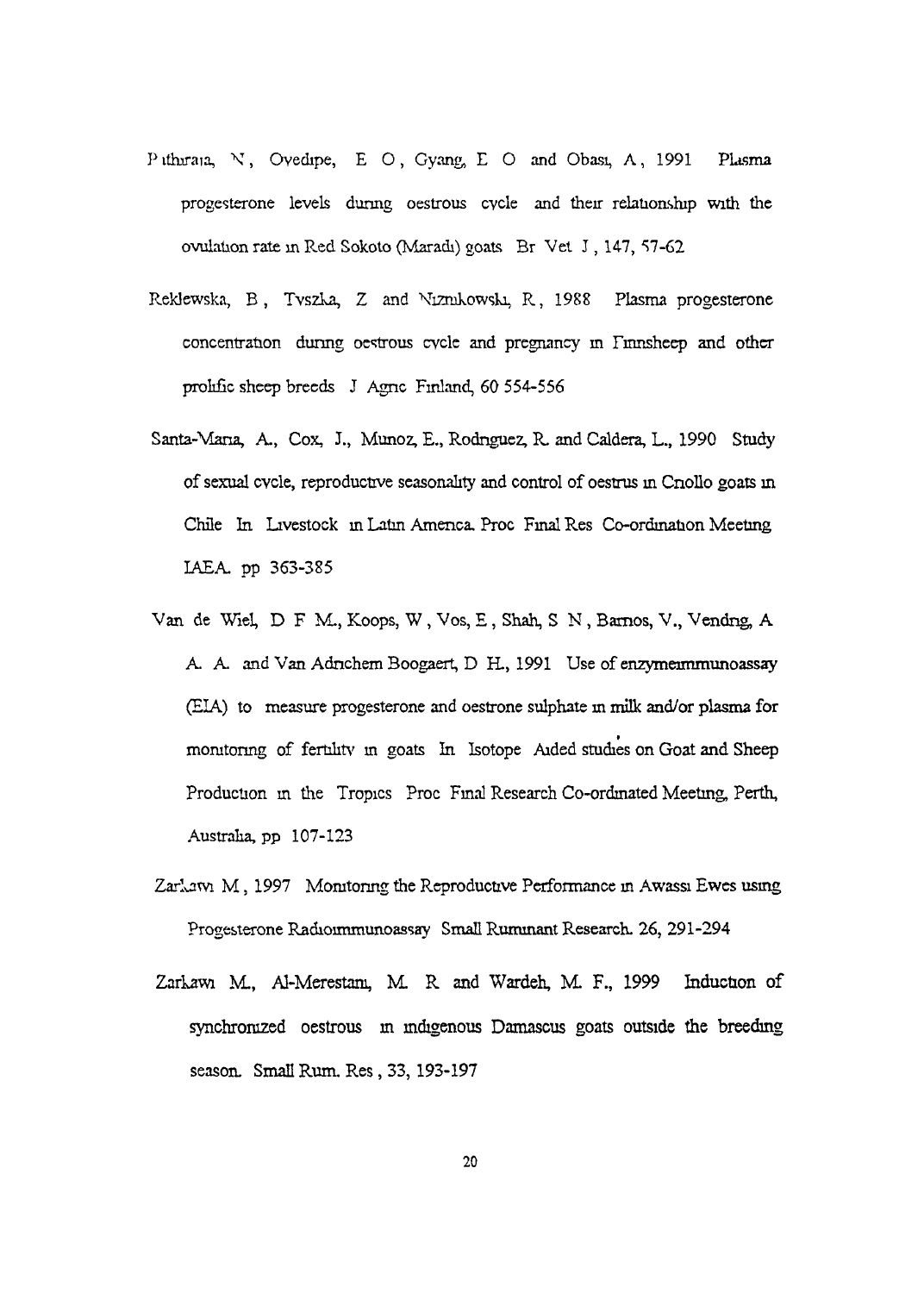Pathiraja, N., Oyedipe, E. O., Gyang, E. O. and Obasi, A., 1991. Plasma progesterone levels during oestrous cycle and their relationship with the ovulation rate in Red Sokoto (Maradi) goats. Br. Vet. J., 147, 57-62.

Reklewska, B., Tyszka, Z. and Niznikowski, R., 1988. Plasma progesterone concentration during oestrous cycle and pregnancy in Finnsheep and other prolific sheep breeds. J. Agric. Finland, 60 554-556.

Santa-Maria, A., Cox, J., Munoz, E., Rodriguez, R. and Caldera, L., 1990. Study of sexual cycle, reproductive seasonality and control of oestrus in Criollo goats in Chile. In: Livestock in Latin America. Proc. Final Res. Co-ordination Meeting. IAEA. pp 363-385.

Van de Wiel, D. F. M., Koops, W., Vos, E., Shah, S. N., Barrios, V., Vendrig, A. A. A. and Van Adrichem Boogaert, D. H., 1991. Use of enzymeimmunoassay (EIA) to measure progesterone and oestrone sulphate in milk and/or plasma for monitoring of fertility in goats. In: Isotope Aided studies on Goat and Sheep Production in the Tropics. Proc. Final Research Co-ordinated Meeting, Perth, Australia, pp 107-123.

Zarkawi M., 1997. Monitoring the Reproductive Performance in Awassi Ewes using Progesterone Radioimmunoassay. Small Ruminant Research. 26, 291-294.

Zarkawi M., Al-Merestani, M. R. and Wardeh, M. F., 1999. Induction of synchronized oestrous in indigenous Damascus goats outside the breeding season. Small Rum. Res., 33, 193-197.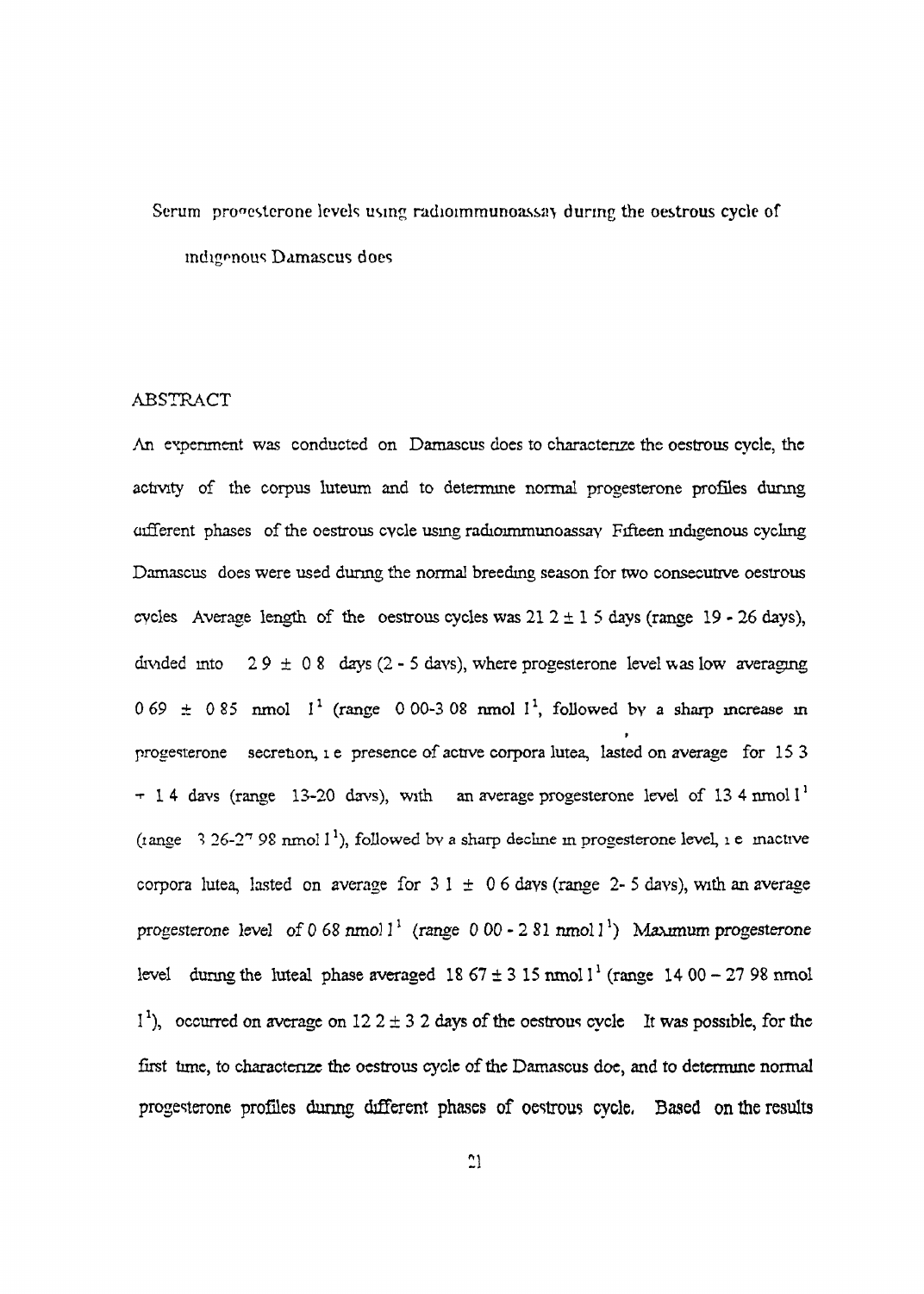Serum progesterone levels using radioimmunoassay during the oestrous cycle of indigenous Damascus does

## ABSTRACT

An experiment was conducted on Damascus does to characterize the oestrous cycle, the activity of the corpus luteum and to determine normal progesterone profiles during different phases of the oestrous cycle using radioimmunoassay Fifteen indigenous cycling Damascus does were used during the normal breeding season for two consecutive oestrous cycles Average length of the oestrous cycles was 21 2 ± 1 5 days (range 19 - 26 days), divided into 2 9 ± 0 8 days (2 - 5 days), where progesterone level was low averaging 0 69 ± 0 85 nmol $l^{1}$ (range 0 00-3 08 nmol $l^{1}$, followed by a sharp increase in progesterone secretion, i e presence of active corpora lutea, lasted on average for 15 3 ± 1 4 days (range 13-20 days), with an average progesterone level of 13 4 nmol $l^{1}$ (range 3 26-27 98 nmol $l^{1}$), followed by a sharp decline in progesterone level, i e inactive corpora lutea, lasted on average for 3 1 ± 0 6 days (range 2- 5 days), with an average progesterone level of 0 68 nmol $l^{1}$ (range 0 00 - 2 81 nmol $l^{1}$) Maximum progesterone level during the luteal phase averaged 18 67 ± 3 15 nmol $l^{1}$ (range 14 00 – 27 98 nmol $l^{1}$), occurred on average on 12 2 ± 3 2 days of the oestrous cycle It was possible, for the first time, to characterize the oestrous cycle of the Damascus doe, and to determine normal progesterone profiles during different phases of oestrous cycle. Based on the results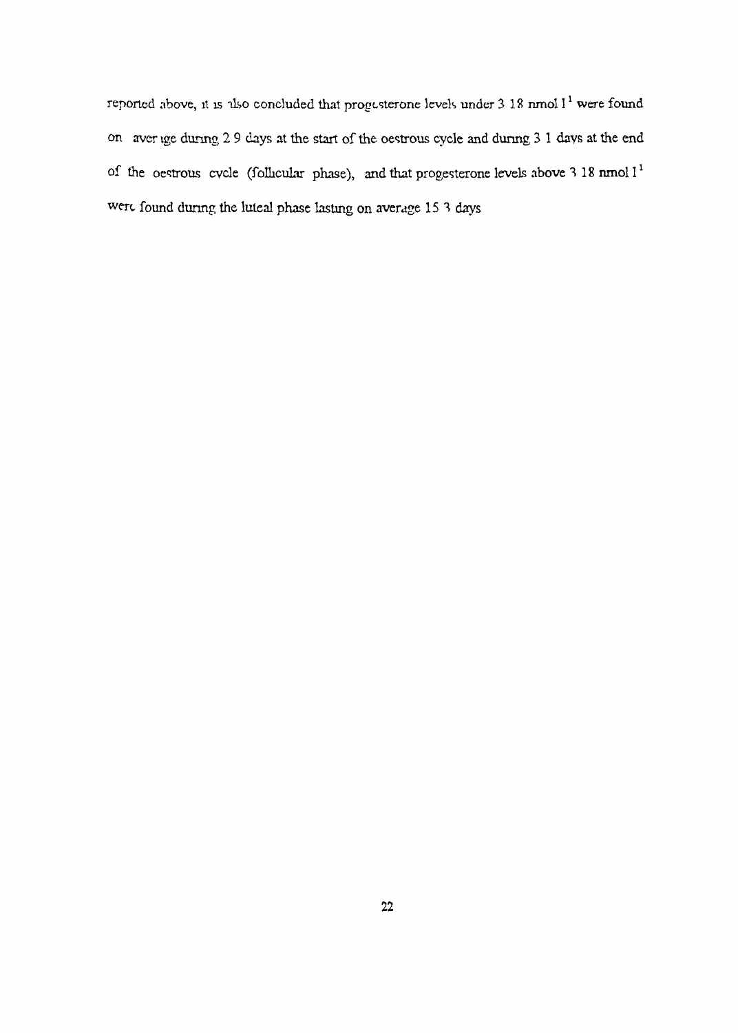reported above, it is also concluded that progesterone levels under 3 18 nmol $l^{1}$ were found on average during 2 9 days at the start of the oestrous cycle and during 3 1 days at the end of the oestrous cycle (follicular phase), and that progesterone levels above 3 18 nmol $l^{1}$ were found during the luteal phase lasting on average 15 3 days